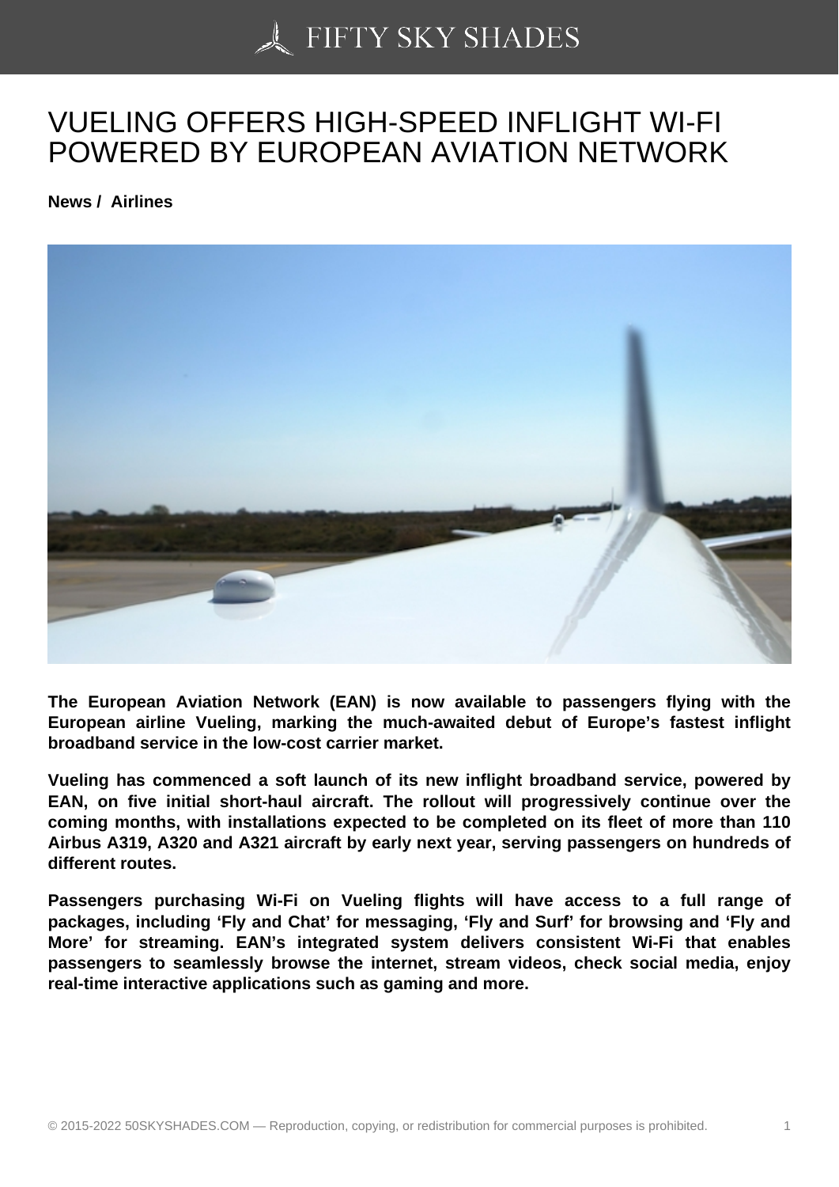# VUELING OFFERS HIGH-SPEED INFLIGHT WI-FI POWERED BY EUROPEAN AVIATION NETWORK

**News / Airlines**

**The European Aviation Network (EAN) is now available to passengers flying with the European airline Vueling, marking the much-awaited debut of Europe's fastest inflight broadband service in the low-cost carrier market.**

**Vueling has commenced a soft launch of its new inflight broadband service, powered by EAN, on five initial short-haul aircraft. The rollout will progressively continue over the coming months, with installations expected to be completed on its fleet of more than 110 Airbus A319, A320 and A321 aircraft by early next year, serving passengers on hundreds of different routes.**

**Passengers purchasing Wi-Fi on Vueling flights will have access to a full range of packages, including 'Fly and Chat' for messaging, 'Fly and Surf' for browsing and 'Fly and More' for streaming. EAN's integrated system delivers consistent Wi-Fi that enables passengers to seamlessly browse the internet, stream videos, check social media, enjoy real-time interactive applications such as gaming and more.**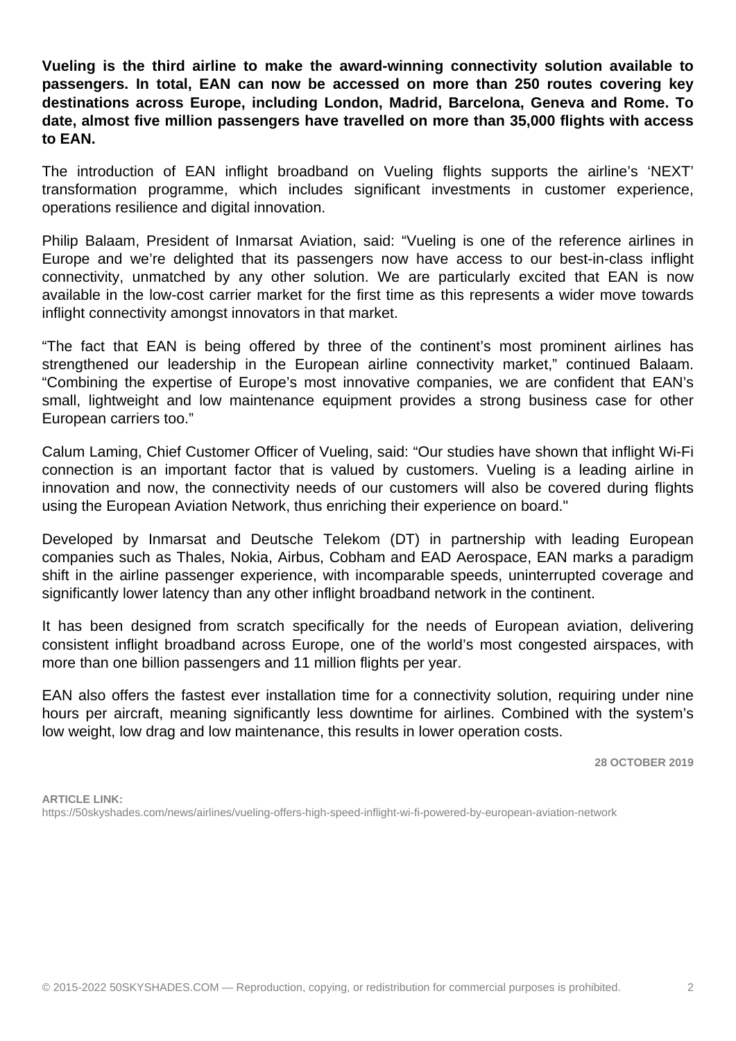**Vueling is the third airline to make the award-winning connectivity solution available to passengers. In total, EAN can now be accessed on more than 250 routes covering key destinations across Europe, including London, Madrid, Barcelona, Geneva and Rome. To date, almost five million passengers have travelled on more than 35,000 flights with access to EAN.**

The introduction of EAN inflight broadband on Vueling flights supports the airline's 'NEXT' transformation programme, which includes significant investments in customer experience, operations resilience and digital innovation.

Philip Balaam, President of Inmarsat Aviation, said: "Vueling is one of the reference airlines in Europe and we're delighted that its passengers now have access to our best-in-class inflight connectivity, unmatched by any other solution. We are particularly excited that EAN is now available in the low-cost carrier market for the first time as this represents a wider move towards inflight connectivity amongst innovators in that market.

"The fact that EAN is being offered by three of the continent's most prominent airlines has strengthened our leadership in the European airline connectivity market," continued Balaam. "Combining the expertise of Europe's most innovative companies, we are confident that EAN's small, lightweight and low maintenance equipment provides a strong business case for other European carriers too."

Calum Laming, Chief Customer Officer of Vueling, said: "Our studies have shown that inflight Wi-Fi connection is an important factor that is valued by customers. Vueling is a leading airline in innovation and now, the connectivity needs of our customers will also be covered during flights using the European Aviation Network, thus enriching their experience on board."

Developed by Inmarsat and Deutsche Telekom (DT) in partnership with leading European companies such as Thales, Nokia, Airbus, Cobham and EAD Aerospace, EAN marks a paradigm shift in the airline passenger experience, with incomparable speeds, uninterrupted coverage and significantly lower latency than any other inflight broadband network in the continent.

It has been designed from scratch specifically for the needs of European aviation, delivering consistent inflight broadband across Europe, one of the world's most congested airspaces, with more than one billion passengers and 11 million flights per year.

EAN also offers the fastest ever installation time for a connectivity solution, requiring under nine hours per aircraft, meaning significantly less downtime for airlines. Combined with the system's low weight, low drag and low maintenance, this results in lower operation costs.

**28 OCTOBER 2019**

**ARTICLE LINK:**
https://50skyshades.com/news/airlines/vueling-offers-high-speed-inflight-wi-fi-powered-by-european-aviation-network